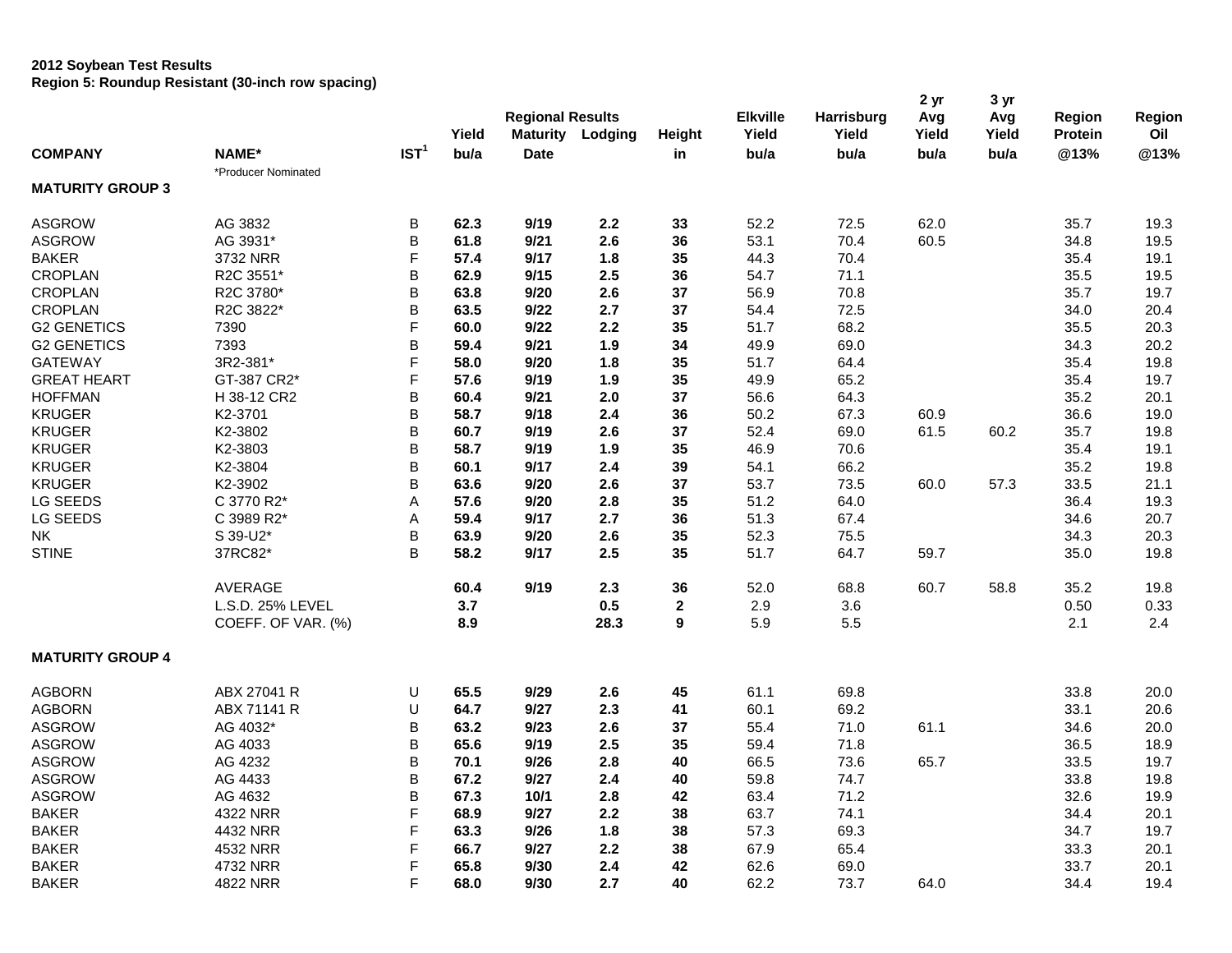**2012 Soybean Test Results**
**Region 5: Roundup Resistant (30-inch row spacing)**

| COMPANY | NAME* | IST[1] | Regional Results Yield bu/a | Maturity Date | Lodging | Height in | Elkville Yield bu/a | Harrisburg Yield bu/a | 2 yr Avg Yield bu/a | 3 yr Avg Yield bu/a | Region Protein @13% | Region Oil @13% |
|---|---|---|---|---|---|---|---|---|---|---|---|---|
| | *Producer Nominated | | | | | | | | | | | |
| **MATURITY GROUP 3** | | | | | | | | | | | | |
| ASGROW | AG 3832 | B | **62.3** | **9/19** | **2.2** | **33** | 52.2 | 72.5 | 62.0 | | 35.7 | 19.3 |
| ASGROW | AG 3931* | B | **61.8** | **9/21** | **2.6** | **36** | 53.1 | 70.4 | 60.5 | | 34.8 | 19.5 |
| BAKER | 3732 NRR | F | **57.4** | **9/17** | **1.8** | **35** | 44.3 | 70.4 | | | 35.4 | 19.1 |
| CROPLAN | R2C 3551* | B | **62.9** | **9/15** | **2.5** | **36** | 54.7 | 71.1 | | | 35.5 | 19.5 |
| CROPLAN | R2C 3780* | B | **63.8** | **9/20** | **2.6** | **37** | 56.9 | 70.8 | | | 35.7 | 19.7 |
| CROPLAN | R2C 3822* | B | **63.5** | **9/22** | **2.7** | **37** | 54.4 | 72.5 | | | 34.0 | 20.4 |
| G2 GENETICS | 7390 | F | **60.0** | **9/22** | **2.2** | **35** | 51.7 | 68.2 | | | 35.5 | 20.3 |
| G2 GENETICS | 7393 | B | **59.4** | **9/21** | **1.9** | **34** | 49.9 | 69.0 | | | 34.3 | 20.2 |
| GATEWAY | 3R2-381* | F | **58.0** | **9/20** | **1.8** | **35** | 51.7 | 64.4 | | | 35.4 | 19.8 |
| GREAT HEART | GT-387 CR2* | F | **57.6** | **9/19** | **1.9** | **35** | 49.9 | 65.2 | | | 35.4 | 19.7 |
| HOFFMAN | H 38-12 CR2 | B | **60.4** | **9/21** | **2.0** | **37** | 56.6 | 64.3 | | | 35.2 | 20.1 |
| KRUGER | K2-3701 | B | **58.7** | **9/18** | **2.4** | **36** | 50.2 | 67.3 | 60.9 | | 36.6 | 19.0 |
| KRUGER | K2-3802 | B | **60.7** | **9/19** | **2.6** | **37** | 52.4 | 69.0 | 61.5 | 60.2 | 35.7 | 19.8 |
| KRUGER | K2-3803 | B | **58.7** | **9/19** | **1.9** | **35** | 46.9 | 70.6 | | | 35.4 | 19.1 |
| KRUGER | K2-3804 | B | **60.1** | **9/17** | **2.4** | **39** | 54.1 | 66.2 | | | 35.2 | 19.8 |
| KRUGER | K2-3902 | B | **63.6** | **9/20** | **2.6** | **37** | 53.7 | 73.5 | 60.0 | 57.3 | 33.5 | 21.1 |
| LG SEEDS | C 3770 R2* | A | **57.6** | **9/20** | **2.8** | **35** | 51.2 | 64.0 | | | 36.4 | 19.3 |
| LG SEEDS | C 3989 R2* | A | **59.4** | **9/17** | **2.7** | **36** | 51.3 | 67.4 | | | 34.6 | 20.7 |
| NK | S 39-U2* | B | **63.9** | **9/20** | **2.6** | **35** | 52.3 | 75.5 | | | 34.3 | 20.3 |
| STINE | 37RC82* | B | **58.2** | **9/17** | **2.5** | **35** | 51.7 | 64.7 | 59.7 | | 35.0 | 19.8 |
| | AVERAGE | | **60.4** | **9/19** | **2.3** | **36** | 52.0 | 68.8 | 60.7 | 58.8 | 35.2 | 19.8 |
| | L.S.D. 25% LEVEL | | **3.7** | | **0.5** | **2** | 2.9 | 3.6 | | | 0.50 | 0.33 |
| | COEFF. OF VAR. (%) | | **8.9** | | **28.3** | **9** | 5.9 | 5.5 | | | 2.1 | 2.4 |
| **MATURITY GROUP 4** | | | | | | | | | | | | |
| AGBORN | ABX 27041 R | U | **65.5** | **9/29** | **2.6** | **45** | 61.1 | 69.8 | | | 33.8 | 20.0 |
| AGBORN | ABX 71141 R | U | **64.7** | **9/27** | **2.3** | **41** | 60.1 | 69.2 | | | 33.1 | 20.6 |
| ASGROW | AG 4032* | B | **63.2** | **9/23** | **2.6** | **37** | 55.4 | 71.0 | 61.1 | | 34.6 | 20.0 |
| ASGROW | AG 4033 | B | **65.6** | **9/19** | **2.5** | **35** | 59.4 | 71.8 | | | 36.5 | 18.9 |
| ASGROW | AG 4232 | B | **70.1** | **9/26** | **2.8** | **40** | 66.5 | 73.6 | 65.7 | | 33.5 | 19.7 |
| ASGROW | AG 4433 | B | **67.2** | **9/27** | **2.4** | **40** | 59.8 | 74.7 | | | 33.8 | 19.8 |
| ASGROW | AG 4632 | B | **67.3** | **10/1** | **2.8** | **42** | 63.4 | 71.2 | | | 32.6 | 19.9 |
| BAKER | 4322 NRR | F | **68.9** | **9/27** | **2.2** | **38** | 63.7 | 74.1 | | | 34.4 | 20.1 |
| BAKER | 4432 NRR | F | **63.3** | **9/26** | **1.8** | **38** | 57.3 | 69.3 | | | 34.7 | 19.7 |
| BAKER | 4532 NRR | F | **66.7** | **9/27** | **2.2** | **38** | 67.9 | 65.4 | | | 33.3 | 20.1 |
| BAKER | 4732 NRR | F | **65.8** | **9/30** | **2.4** | **42** | 62.6 | 69.0 | | | 33.7 | 20.1 |
| BAKER | 4822 NRR | F | **68.0** | **9/30** | **2.7** | **40** | 62.2 | 73.7 | 64.0 | | 34.4 | 19.4 |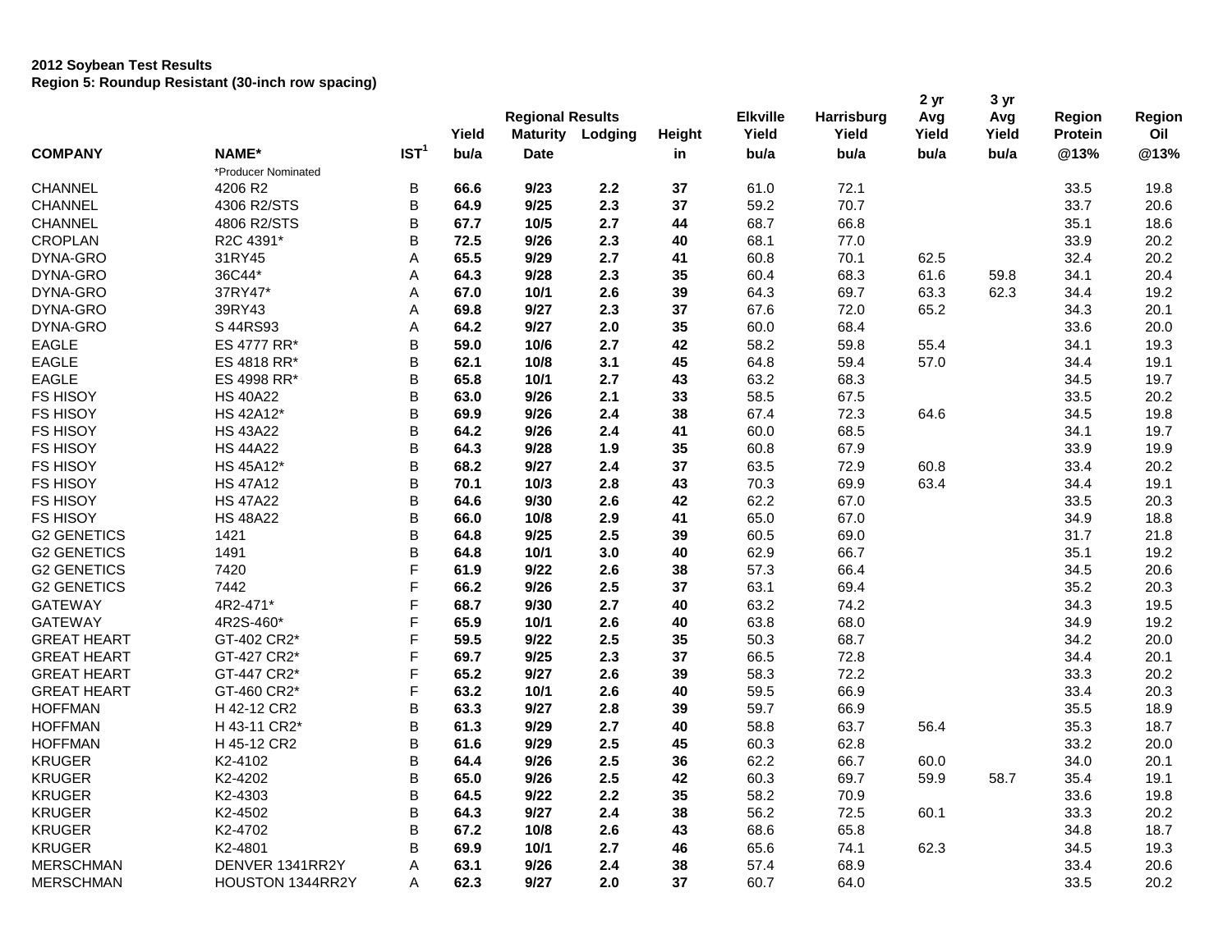**2012 Soybean Test Results**
**Region 5: Roundup Resistant (30-inch row spacing)**

| COMPANY | NAME* | IST[1] | Yield bu/a | Regional Results Maturity Date | Lodging | Height in | Elkville Yield bu/a | Harrisburg Yield bu/a | 2 yr Avg Yield bu/a | 3 yr Avg Yield bu/a | Region Protein @13% | Region Oil @13% |
|---|---|---|---|---|---|---|---|---|---|---|---|---|
| | *Producer Nominated | | | | | | | | | | | |
| CHANNEL | 4206 R2 | B | **66.6** | **9/23** | **2.2** | **37** | 61.0 | 72.1 | | | 33.5 | 19.8 |
| CHANNEL | 4306 R2/STS | B | **64.9** | **9/25** | **2.3** | **37** | 59.2 | 70.7 | | | 33.7 | 20.6 |
| CHANNEL | 4806 R2/STS | B | **67.7** | **10/5** | **2.7** | **44** | 68.7 | 66.8 | | | 35.1 | 18.6 |
| CROPLAN | R2C 4391* | B | **72.5** | **9/26** | **2.3** | **40** | 68.1 | 77.0 | | | 33.9 | 20.2 |
| DYNA-GRO | 31RY45 | A | **65.5** | **9/29** | **2.7** | **41** | 60.8 | 70.1 | 62.5 | | 32.4 | 20.2 |
| DYNA-GRO | 36C44* | A | **64.3** | **9/28** | **2.3** | **35** | 60.4 | 68.3 | 61.6 | 59.8 | 34.1 | 20.4 |
| DYNA-GRO | 37RY47* | A | **67.0** | **10/1** | **2.6** | **39** | 64.3 | 69.7 | 63.3 | 62.3 | 34.4 | 19.2 |
| DYNA-GRO | 39RY43 | A | **69.8** | **9/27** | **2.3** | **37** | 67.6 | 72.0 | 65.2 | | 34.3 | 20.1 |
| DYNA-GRO | S 44RS93 | A | **64.2** | **9/27** | **2.0** | **35** | 60.0 | 68.4 | | | 33.6 | 20.0 |
| EAGLE | ES 4777 RR* | B | **59.0** | **10/6** | **2.7** | **42** | 58.2 | 59.8 | 55.4 | | 34.1 | 19.3 |
| EAGLE | ES 4818 RR* | B | **62.1** | **10/8** | **3.1** | **45** | 64.8 | 59.4 | 57.0 | | 34.4 | 19.1 |
| EAGLE | ES 4998 RR* | B | **65.8** | **10/1** | **2.7** | **43** | 63.2 | 68.3 | | | 34.5 | 19.7 |
| FS HISOY | HS 40A22 | B | **63.0** | **9/26** | **2.1** | **33** | 58.5 | 67.5 | | | 33.5 | 20.2 |
| FS HISOY | HS 42A12* | B | **69.9** | **9/26** | **2.4** | **38** | 67.4 | 72.3 | 64.6 | | 34.5 | 19.8 |
| FS HISOY | HS 43A22 | B | **64.2** | **9/26** | **2.4** | **41** | 60.0 | 68.5 | | | 34.1 | 19.7 |
| FS HISOY | HS 44A22 | B | **64.3** | **9/28** | **1.9** | **35** | 60.8 | 67.9 | | | 33.9 | 19.9 |
| FS HISOY | HS 45A12* | B | **68.2** | **9/27** | **2.4** | **37** | 63.5 | 72.9 | 60.8 | | 33.4 | 20.2 |
| FS HISOY | HS 47A12 | B | **70.1** | **10/3** | **2.8** | **43** | 70.3 | 69.9 | 63.4 | | 34.4 | 19.1 |
| FS HISOY | HS 47A22 | B | **64.6** | **9/30** | **2.6** | **42** | 62.2 | 67.0 | | | 33.5 | 20.3 |
| FS HISOY | HS 48A22 | B | **66.0** | **10/8** | **2.9** | **41** | 65.0 | 67.0 | | | 34.9 | 18.8 |
| G2 GENETICS | 1421 | B | **64.8** | **9/25** | **2.5** | **39** | 60.5 | 69.0 | | | 31.7 | 21.8 |
| G2 GENETICS | 1491 | B | **64.8** | **10/1** | **3.0** | **40** | 62.9 | 66.7 | | | 35.1 | 19.2 |
| G2 GENETICS | 7420 | F | **61.9** | **9/22** | **2.6** | **38** | 57.3 | 66.4 | | | 34.5 | 20.6 |
| G2 GENETICS | 7442 | F | **66.2** | **9/26** | **2.5** | **37** | 63.1 | 69.4 | | | 35.2 | 20.3 |
| GATEWAY | 4R2-471* | F | **68.7** | **9/30** | **2.7** | **40** | 63.2 | 74.2 | | | 34.3 | 19.5 |
| GATEWAY | 4R2S-460* | F | **65.9** | **10/1** | **2.6** | **40** | 63.8 | 68.0 | | | 34.9 | 19.2 |
| GREAT HEART | GT-402 CR2* | F | **59.5** | **9/22** | **2.5** | **35** | 50.3 | 68.7 | | | 34.2 | 20.0 |
| GREAT HEART | GT-427 CR2* | F | **69.7** | **9/25** | **2.3** | **37** | 66.5 | 72.8 | | | 34.4 | 20.1 |
| GREAT HEART | GT-447 CR2* | F | **65.2** | **9/27** | **2.6** | **39** | 58.3 | 72.2 | | | 33.3 | 20.2 |
| GREAT HEART | GT-460 CR2* | F | **63.2** | **10/1** | **2.6** | **40** | 59.5 | 66.9 | | | 33.4 | 20.3 |
| HOFFMAN | H 42-12 CR2 | B | **63.3** | **9/27** | **2.8** | **39** | 59.7 | 66.9 | | | 35.5 | 18.9 |
| HOFFMAN | H 43-11 CR2* | B | **61.3** | **9/29** | **2.7** | **40** | 58.8 | 63.7 | 56.4 | | 35.3 | 18.7 |
| HOFFMAN | H 45-12 CR2 | B | **61.6** | **9/29** | **2.5** | **45** | 60.3 | 62.8 | | | 33.2 | 20.0 |
| KRUGER | K2-4102 | B | **64.4** | **9/26** | **2.5** | **36** | 62.2 | 66.7 | 60.0 | | 34.0 | 20.1 |
| KRUGER | K2-4202 | B | **65.0** | **9/26** | **2.5** | **42** | 60.3 | 69.7 | 59.9 | 58.7 | 35.4 | 19.1 |
| KRUGER | K2-4303 | B | **64.5** | **9/22** | **2.2** | **35** | 58.2 | 70.9 | | | 33.6 | 19.8 |
| KRUGER | K2-4502 | B | **64.3** | **9/27** | **2.4** | **38** | 56.2 | 72.5 | 60.1 | | 33.3 | 20.2 |
| KRUGER | K2-4702 | B | **67.2** | **10/8** | **2.6** | **43** | 68.6 | 65.8 | | | 34.8 | 18.7 |
| KRUGER | K2-4801 | B | **69.9** | **10/1** | **2.7** | **46** | 65.6 | 74.1 | 62.3 | | 34.5 | 19.3 |
| MERSCHMAN | DENVER 1341RR2Y | A | **63.1** | **9/26** | **2.4** | **38** | 57.4 | 68.9 | | | 33.4 | 20.6 |
| MERSCHMAN | HOUSTON 1344RR2Y | A | **62.3** | **9/27** | **2.0** | **37** | 60.7 | 64.0 | | | 33.5 | 20.2 |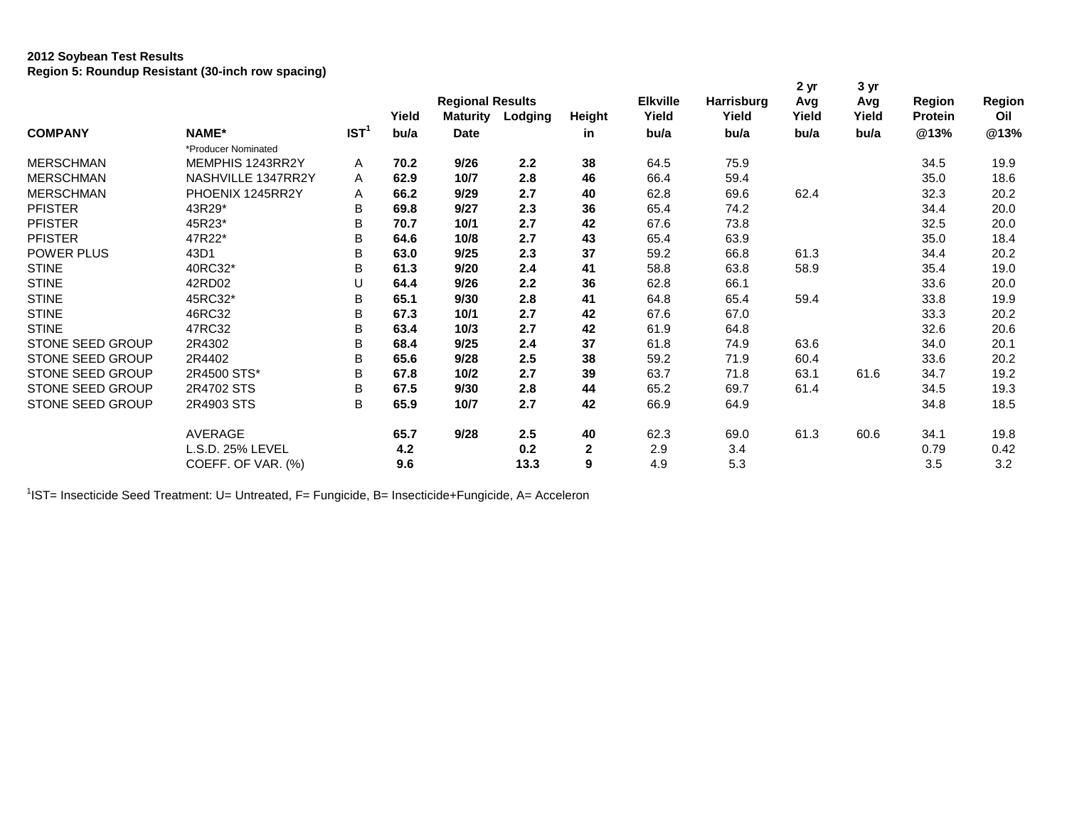**2012 Soybean Test Results**
**Region 5: Roundup Resistant (30-inch row spacing)**

| COMPANY | NAME* | IST[1] | Yield bu/a | Regional Results Maturity Date | Lodging | Height in | Elkville Yield bu/a | Harrisburg Yield bu/a | 2 yr Avg Yield bu/a | 3 yr Avg Yield bu/a | Region Protein @13% | Region Oil @13% |
|---|---|---|---|---|---|---|---|---|---|---|---|---|
| | *Producer Nominated | | | | | | | | | | | |
| MERSCHMAN | MEMPHIS 1243RR2Y | A | **70.2** | **9/26** | **2.2** | **38** | 64.5 | 75.9 | | | 34.5 | 19.9 |
| MERSCHMAN | NASHVILLE 1347RR2Y | A | **62.9** | **10/7** | **2.8** | **46** | 66.4 | 59.4 | | | 35.0 | 18.6 |
| MERSCHMAN | PHOENIX 1245RR2Y | A | **66.2** | **9/29** | **2.7** | **40** | 62.8 | 69.6 | 62.4 | | 32.3 | 20.2 |
| PFISTER | 43R29* | B | **69.8** | **9/27** | **2.3** | **36** | 65.4 | 74.2 | | | 34.4 | 20.0 |
| PFISTER | 45R23* | B | **70.7** | **10/1** | **2.7** | **42** | 67.6 | 73.8 | | | 32.5 | 20.0 |
| PFISTER | 47R22* | B | **64.6** | **10/8** | **2.7** | **43** | 65.4 | 63.9 | | | 35.0 | 18.4 |
| POWER PLUS | 43D1 | B | **63.0** | **9/25** | **2.3** | **37** | 59.2 | 66.8 | 61.3 | | 34.4 | 20.2 |
| STINE | 40RC32* | B | **61.3** | **9/20** | **2.4** | **41** | 58.8 | 63.8 | 58.9 | | 35.4 | 19.0 |
| STINE | 42RD02 | U | **64.4** | **9/26** | **2.2** | **36** | 62.8 | 66.1 | | | 33.6 | 20.0 |
| STINE | 45RC32* | B | **65.1** | **9/30** | **2.8** | **41** | 64.8 | 65.4 | 59.4 | | 33.8 | 19.9 |
| STINE | 46RC32 | B | **67.3** | **10/1** | **2.7** | **42** | 67.6 | 67.0 | | | 33.3 | 20.2 |
| STINE | 47RC32 | B | **63.4** | **10/3** | **2.7** | **42** | 61.9 | 64.8 | | | 32.6 | 20.6 |
| STONE SEED GROUP | 2R4302 | B | **68.4** | **9/25** | **2.4** | **37** | 61.8 | 74.9 | 63.6 | | 34.0 | 20.1 |
| STONE SEED GROUP | 2R4402 | B | **65.6** | **9/28** | **2.5** | **38** | 59.2 | 71.9 | 60.4 | | 33.6 | 20.2 |
| STONE SEED GROUP | 2R4500 STS* | B | **67.8** | **10/2** | **2.7** | **39** | 63.7 | 71.8 | 63.1 | 61.6 | 34.7 | 19.2 |
| STONE SEED GROUP | 2R4702 STS | B | **67.5** | **9/30** | **2.8** | **44** | 65.2 | 69.7 | 61.4 | | 34.5 | 19.3 |
| STONE SEED GROUP | 2R4903 STS | B | **65.9** | **10/7** | **2.7** | **42** | 66.9 | 64.9 | | | 34.8 | 18.5 |
| | AVERAGE | | **65.7** | **9/28** | **2.5** | **40** | 62.3 | 69.0 | 61.3 | 60.6 | 34.1 | 19.8 |
| | L.S.D. 25% LEVEL | | **4.2** | | **0.2** | **2** | 2.9 | 3.4 | | | 0.79 | 0.42 |
| | COEFF. OF VAR. (%) | | **9.6** | | **13.3** | **9** | 4.9 | 5.3 | | | 3.5 | 3.2 |

[1]IST= Insecticide Seed Treatment: U= Untreated, F= Fungicide, B= Insecticide+Fungicide, A= Acceleron